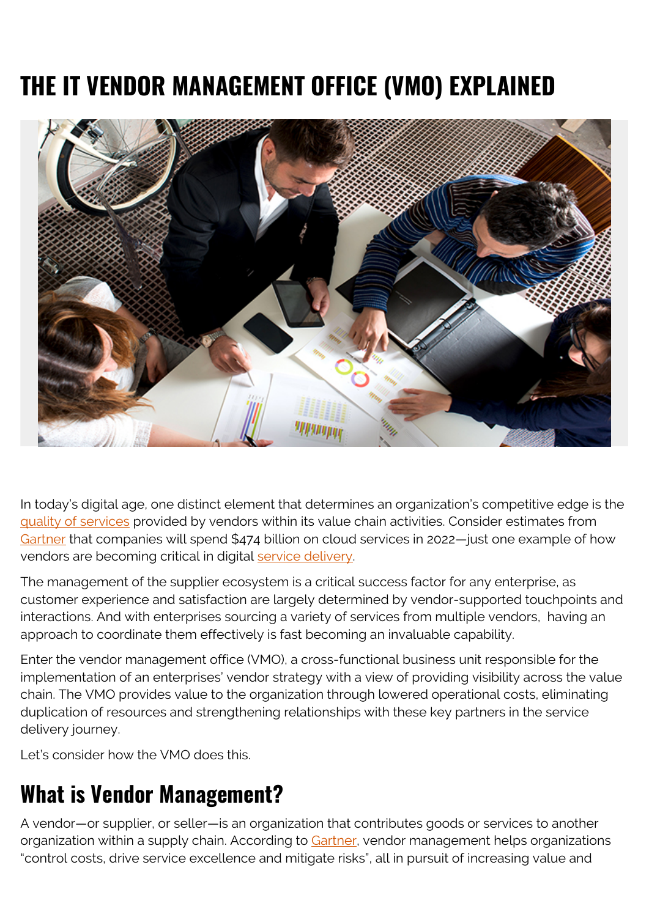# THE IT VENDOR MANAGEMENT OFFICE (VMO) EXPLAINED

In today's digital age, one distinct element that determines an organization's competitive edge is the quality of services provided by vendors within its value chain activities. Consider estimates from Gartner that companies will spend $474 billion on cloud services in 2022—just one example of how vendors are becoming critical in digital service delivery.

The management of the supplier ecosystem is a critical success factor for any enterprise, as customer experience and satisfaction are largely determined by vendor-supported touchpoints and interactions. And with enterprises sourcing a variety of services from multiple vendors, having an approach to coordinate them effectively is fast becoming an invaluable capability.

Enter the vendor management office (VMO), a cross-functional business unit responsible for the implementation of an enterprises' vendor strategy with a view of providing visibility across the value chain. The VMO provides value to the organization through lowered operational costs, eliminating duplication of resources and strengthening relationships with these key partners in the service delivery journey.

Let's consider how the VMO does this.

## What is Vendor Management?

A vendor—or supplier, or seller—is an organization that contributes goods or services to another organization within a supply chain. According to Gartner, vendor management helps organizations "control costs, drive service excellence and mitigate risks", all in pursuit of increasing value and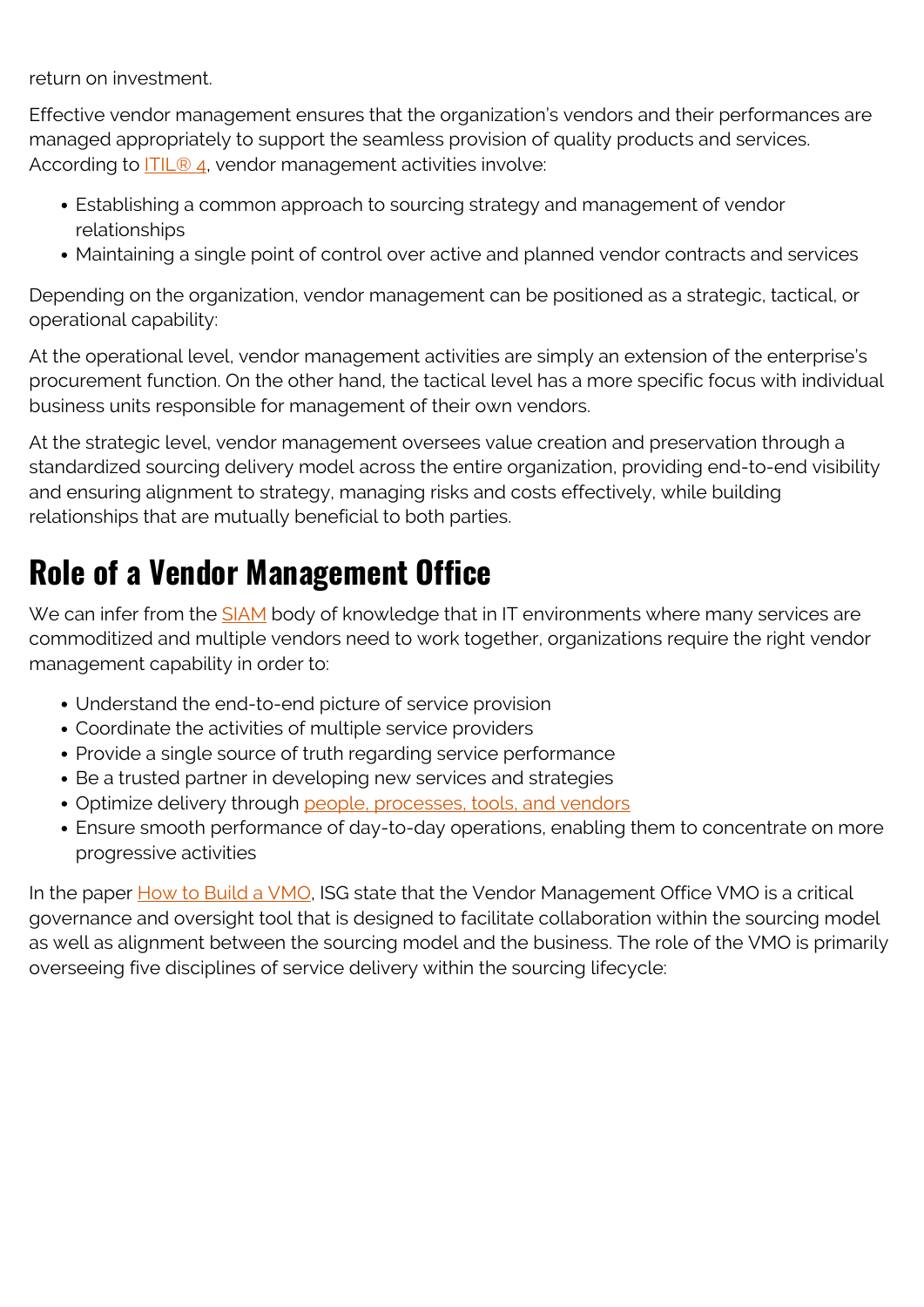return on investment.

Effective vendor management ensures that the organization's vendors and their performances are managed appropriately to support the seamless provision of quality products and services. According to ITIL® 4, vendor management activities involve:

- Establishing a common approach to sourcing strategy and management of vendor relationships
- Maintaining a single point of control over active and planned vendor contracts and services

Depending on the organization, vendor management can be positioned as a strategic, tactical, or operational capability:

At the operational level, vendor management activities are simply an extension of the enterprise's procurement function. On the other hand, the tactical level has a more specific focus with individual business units responsible for management of their own vendors.

At the strategic level, vendor management oversees value creation and preservation through a standardized sourcing delivery model across the entire organization, providing end-to-end visibility and ensuring alignment to strategy, managing risks and costs effectively, while building relationships that are mutually beneficial to both parties.

## Role of a Vendor Management Office

We can infer from the SIAM body of knowledge that in IT environments where many services are commoditized and multiple vendors need to work together, organizations require the right vendor management capability in order to:

- Understand the end-to-end picture of service provision
- Coordinate the activities of multiple service providers
- Provide a single source of truth regarding service performance
- Be a trusted partner in developing new services and strategies
- Optimize delivery through people, processes, tools, and vendors
- Ensure smooth performance of day-to-day operations, enabling them to concentrate on more progressive activities

In the paper How to Build a VMO, ISG state that the Vendor Management Office VMO is a critical governance and oversight tool that is designed to facilitate collaboration within the sourcing model as well as alignment between the sourcing model and the business. The role of the VMO is primarily overseeing five disciplines of service delivery within the sourcing lifecycle: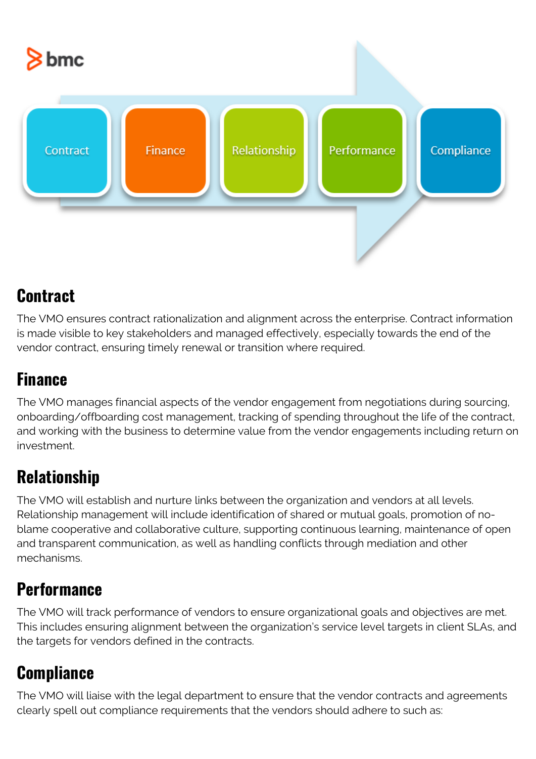## Contract

The VMO ensures contract rationalization and alignment across the enterprise. Contract information is made visible to key stakeholders and managed effectively, especially towards the end of the vendor contract, ensuring timely renewal or transition where required.

## Finance

The VMO manages financial aspects of the vendor engagement from negotiations during sourcing, onboarding/offboarding cost management, tracking of spending throughout the life of the contract, and working with the business to determine value from the vendor engagements including return on investment.

## Relationship

The VMO will establish and nurture links between the organization and vendors at all levels. Relationship management will include identification of shared or mutual goals, promotion of no-blame cooperative and collaborative culture, supporting continuous learning, maintenance of open and transparent communication, as well as handling conflicts through mediation and other mechanisms.

## Performance

The VMO will track performance of vendors to ensure organizational goals and objectives are met. This includes ensuring alignment between the organization's service level targets in client SLAs, and the targets for vendors defined in the contracts.

## Compliance

The VMO will liaise with the legal department to ensure that the vendor contracts and agreements clearly spell out compliance requirements that the vendors should adhere to such as: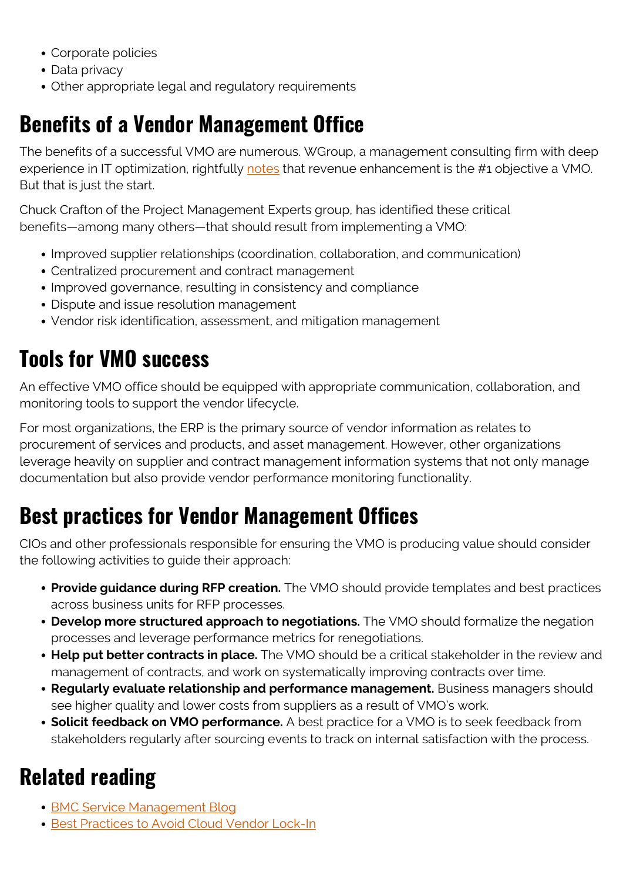- Corporate policies
- Data privacy
- Other appropriate legal and regulatory requirements

## Benefits of a Vendor Management Office

The benefits of a successful VMO are numerous. WGroup, a management consulting firm with deep experience in IT optimization, rightfully notes that revenue enhancement is the #1 objective a VMO. But that is just the start.

Chuck Crafton of the Project Management Experts group, has identified these critical benefits—among many others—that should result from implementing a VMO:

- Improved supplier relationships (coordination, collaboration, and communication)
- Centralized procurement and contract management
- Improved governance, resulting in consistency and compliance
- Dispute and issue resolution management
- Vendor risk identification, assessment, and mitigation management

## Tools for VMO success

An effective VMO office should be equipped with appropriate communication, collaboration, and monitoring tools to support the vendor lifecycle.

For most organizations, the ERP is the primary source of vendor information as relates to procurement of services and products, and asset management. However, other organizations leverage heavily on supplier and contract management information systems that not only manage documentation but also provide vendor performance monitoring functionality.

## Best practices for Vendor Management Offices

CIOs and other professionals responsible for ensuring the VMO is producing value should consider the following activities to guide their approach:

- **Provide guidance during RFP creation.** The VMO should provide templates and best practices across business units for RFP processes.
- **Develop more structured approach to negotiations.** The VMO should formalize the negation processes and leverage performance metrics for renegotiations.
- **Help put better contracts in place.** The VMO should be a critical stakeholder in the review and management of contracts, and work on systematically improving contracts over time.
- **Regularly evaluate relationship and performance management.** Business managers should see higher quality and lower costs from suppliers as a result of VMO's work.
- **Solicit feedback on VMO performance.** A best practice for a VMO is to seek feedback from stakeholders regularly after sourcing events to track on internal satisfaction with the process.

## Related reading

- BMC Service Management Blog
- Best Practices to Avoid Cloud Vendor Lock-In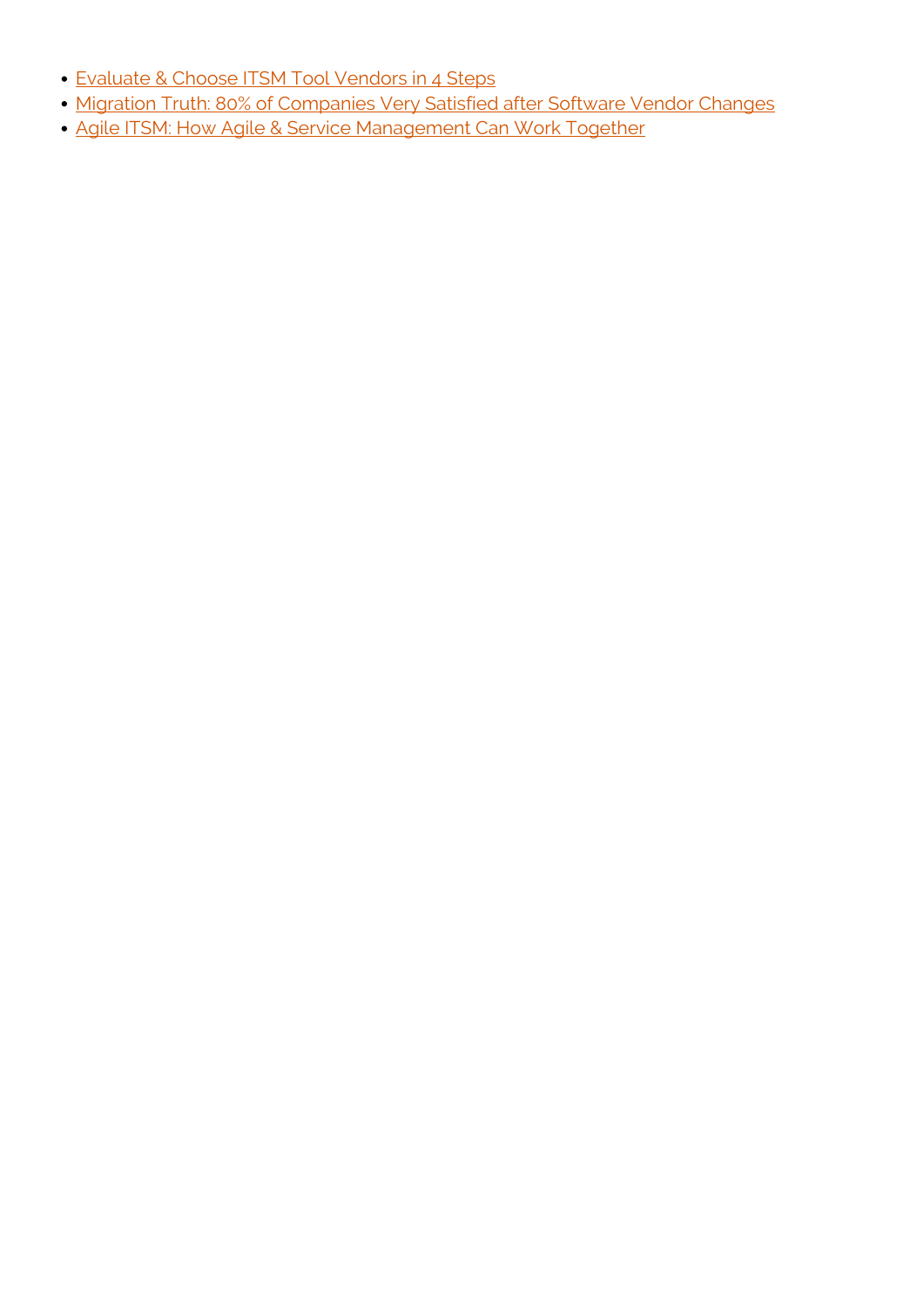- Evaluate & Choose ITSM Tool Vendors in 4 Steps
- Migration Truth: 80% of Companies Very Satisfied after Software Vendor Changes
- Agile ITSM: How Agile & Service Management Can Work Together